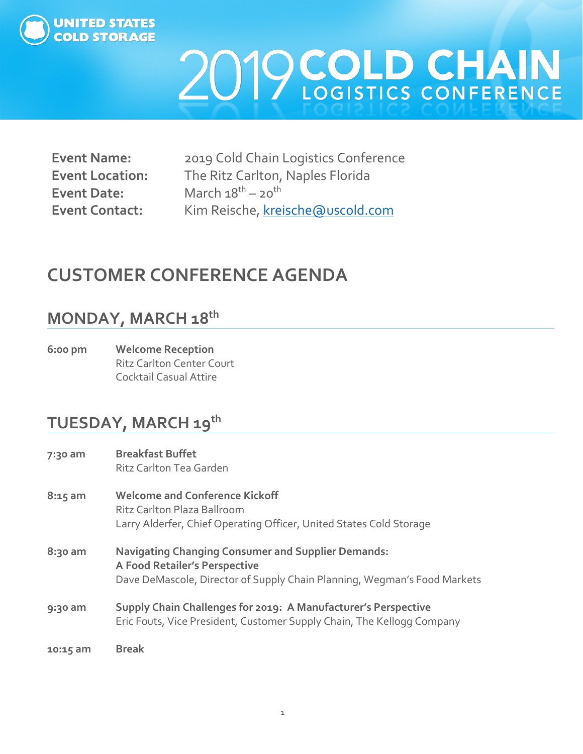UNITED STATES COLD STORAGE

# 2019 COLD CHAIN LOGISTICS CONFERENCE

**Event Name:** 2019 Cold Chain Logistics Conference
**Event Location:** The Ritz Carlton, Naples Florida
**Event Date:** March 18th – 20th
**Event Contact:** Kim Reische, kreische@uscold.com

## CUSTOMER CONFERENCE AGENDA

### MONDAY, MARCH 18th

**6:00 pm** **Welcome Reception**
Ritz Carlton Center Court
Cocktail Casual Attire

### TUESDAY, MARCH 19th

**7:30 am** **Breakfast Buffet**
Ritz Carlton Tea Garden

**8:15 am** **Welcome and Conference Kickoff**
Ritz Carlton Plaza Ballroom
Larry Alderfer, Chief Operating Officer, United States Cold Storage

**8:30 am** **Navigating Changing Consumer and Supplier Demands: A Food Retailer's Perspective**
Dave DeMascole, Director of Supply Chain Planning, Wegman's Food Markets

**9:30 am** **Supply Chain Challenges for 2019: A Manufacturer's Perspective**
Eric Fouts, Vice President, Customer Supply Chain, The Kellogg Company

**10:15 am** **Break**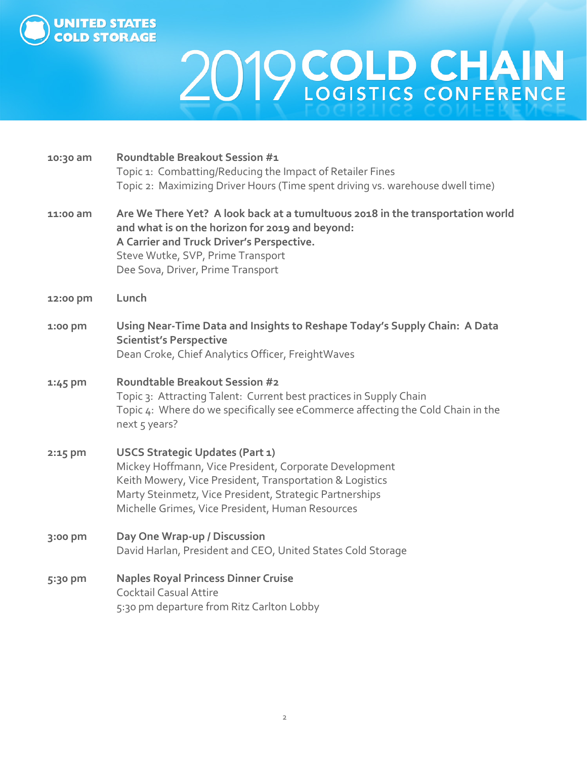# 2019 COLD CHAIN LOGISTICS CONFERENCE

**10:30 am** — **Roundtable Breakout Session #1**
Topic 1: Combatting/Reducing the Impact of Retailer Fines
Topic 2: Maximizing Driver Hours (Time spent driving vs. warehouse dwell time)

**11:00 am** — **Are We There Yet? A look back at a tumultuous 2018 in the transportation world and what is on the horizon for 2019 and beyond: A Carrier and Truck Driver's Perspective.**
Steve Wutke, SVP, Prime Transport
Dee Sova, Driver, Prime Transport

**12:00 pm** — **Lunch**

**1:00 pm** — **Using Near-Time Data and Insights to Reshape Today's Supply Chain: A Data Scientist's Perspective**
Dean Croke, Chief Analytics Officer, FreightWaves

**1:45 pm** — **Roundtable Breakout Session #2**
Topic 3: Attracting Talent: Current best practices in Supply Chain
Topic 4: Where do we specifically see eCommerce affecting the Cold Chain in the next 5 years?

**2:15 pm** — **USCS Strategic Updates (Part 1)**
Mickey Hoffmann, Vice President, Corporate Development
Keith Mowery, Vice President, Transportation & Logistics
Marty Steinmetz, Vice President, Strategic Partnerships
Michelle Grimes, Vice President, Human Resources

**3:00 pm** — **Day One Wrap-up / Discussion**
David Harlan, President and CEO, United States Cold Storage

**5:30 pm** — **Naples Royal Princess Dinner Cruise**
Cocktail Casual Attire
5:30 pm departure from Ritz Carlton Lobby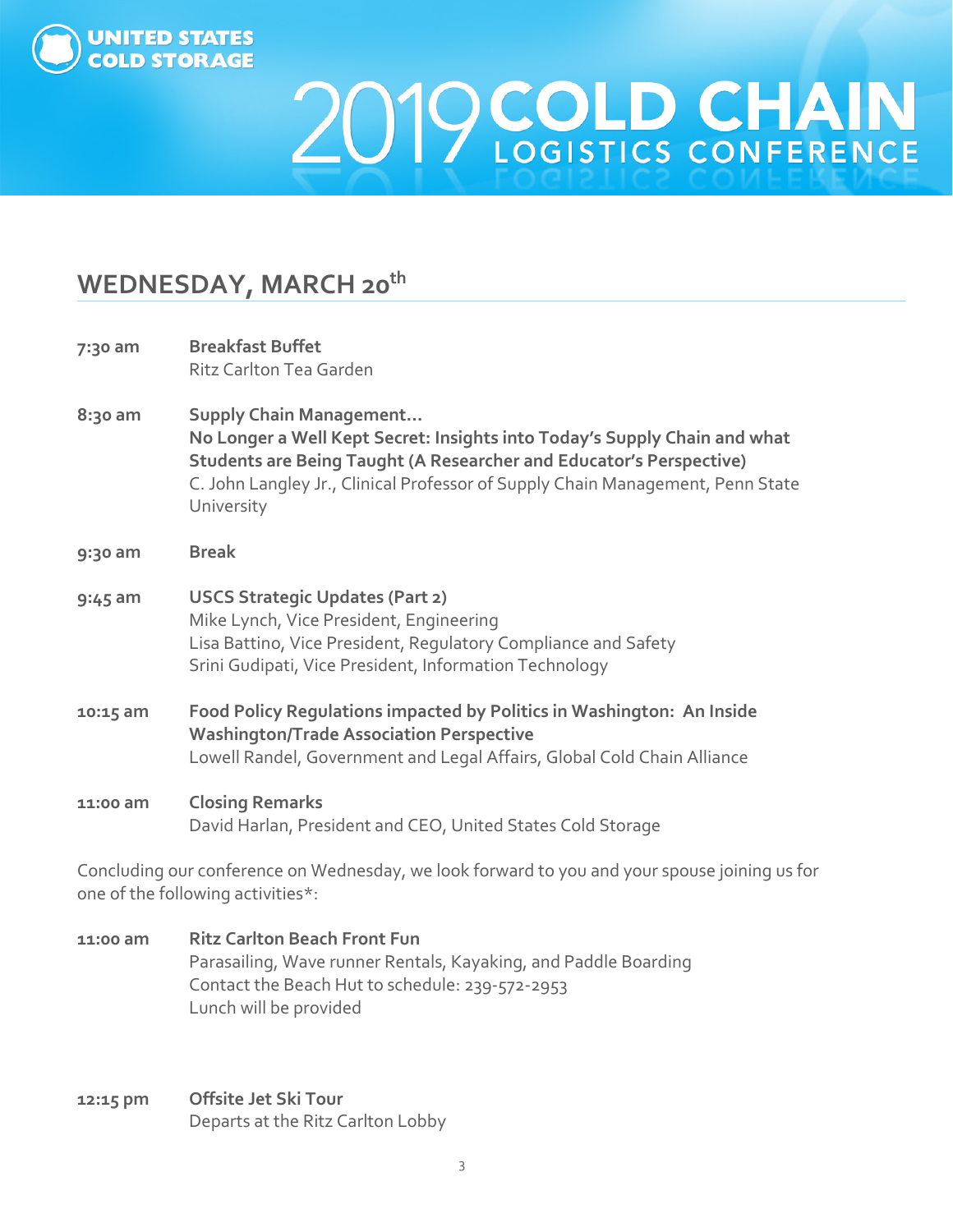# 2019 COLD CHAIN LOGISTICS CONFERENCE

## WEDNESDAY, MARCH 20th

**7:30 am** **Breakfast Buffet**
Ritz Carlton Tea Garden

**8:30 am** **Supply Chain Management…**
**No Longer a Well Kept Secret: Insights into Today's Supply Chain and what Students are Being Taught (A Researcher and Educator's Perspective)**
C. John Langley Jr., Clinical Professor of Supply Chain Management, Penn State University

**9:30 am** **Break**

**9:45 am** **USCS Strategic Updates (Part 2)**
Mike Lynch, Vice President, Engineering
Lisa Battino, Vice President, Regulatory Compliance and Safety
Srini Gudipati, Vice President, Information Technology

**10:15 am** **Food Policy Regulations impacted by Politics in Washington: An Inside Washington/Trade Association Perspective**
Lowell Randel, Government and Legal Affairs, Global Cold Chain Alliance

**11:00 am** **Closing Remarks**
David Harlan, President and CEO, United States Cold Storage

Concluding our conference on Wednesday, we look forward to you and your spouse joining us for one of the following activities*:

**11:00 am** **Ritz Carlton Beach Front Fun**
Parasailing, Wave runner Rentals, Kayaking, and Paddle Boarding
Contact the Beach Hut to schedule: 239-572-2953
Lunch will be provided

**12:15 pm** **Offsite Jet Ski Tour**
Departs at the Ritz Carlton Lobby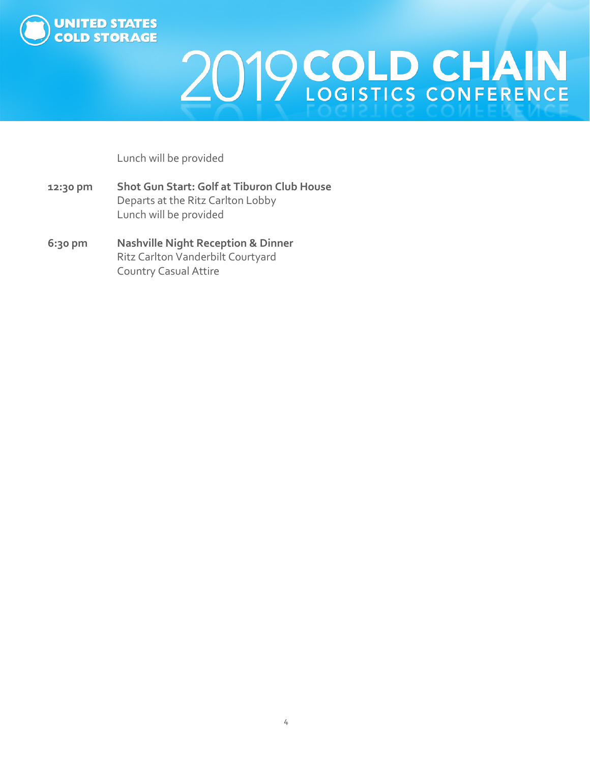Lunch will be provided

**12:30 pm** **Shot Gun Start: Golf at Tiburon Club House**
Departs at the Ritz Carlton Lobby
Lunch will be provided

**6:30 pm** **Nashville Night Reception & Dinner**
Ritz Carlton Vanderbilt Courtyard
Country Casual Attire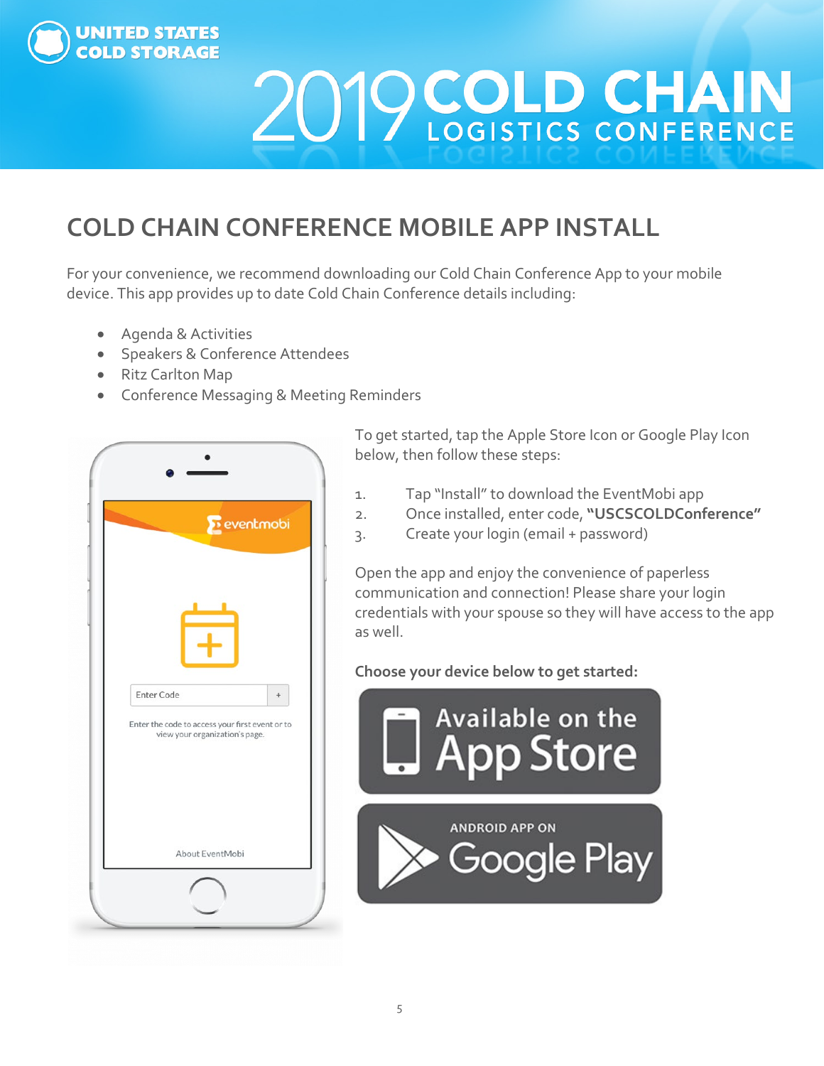# COLD CHAIN CONFERENCE MOBILE APP INSTALL

For your convenience, we recommend downloading our Cold Chain Conference App to your mobile device. This app provides up to date Cold Chain Conference details including:

- Agenda & Activities
- Speakers & Conference Attendees
- Ritz Carlton Map
- Conference Messaging & Meeting Reminders

To get started, tap the Apple Store Icon or Google Play Icon below, then follow these steps:

1. Tap "Install" to download the EventMobi app
2. Once installed, enter code, **"USCSCOLDConference"**
3. Create your login (email + password)

Open the app and enjoy the convenience of paperless communication and connection! Please share your login credentials with your spouse so they will have access to the app as well.

**Choose your device below to get started:**

Available on the App Store

ANDROID APP ON Google Play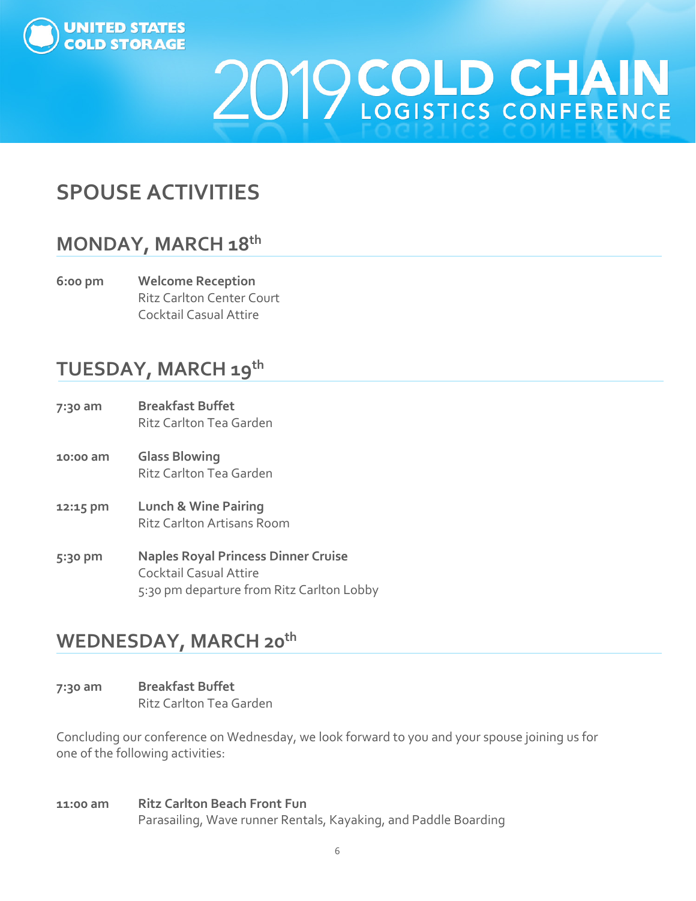## SPOUSE ACTIVITIES

### MONDAY, MARCH 18th

**6:00 pm** **Welcome Reception**
Ritz Carlton Center Court
Cocktail Casual Attire

### TUESDAY, MARCH 19th

**7:30 am** **Breakfast Buffet**
Ritz Carlton Tea Garden

**10:00 am** **Glass Blowing**
Ritz Carlton Tea Garden

**12:15 pm** **Lunch & Wine Pairing**
Ritz Carlton Artisans Room

**5:30 pm** **Naples Royal Princess Dinner Cruise**
Cocktail Casual Attire
5:30 pm departure from Ritz Carlton Lobby

### WEDNESDAY, MARCH 20th

**7:30 am** **Breakfast Buffet**
Ritz Carlton Tea Garden

Concluding our conference on Wednesday, we look forward to you and your spouse joining us for one of the following activities:

**11:00 am** **Ritz Carlton Beach Front Fun**
Parasailing, Wave runner Rentals, Kayaking, and Paddle Boarding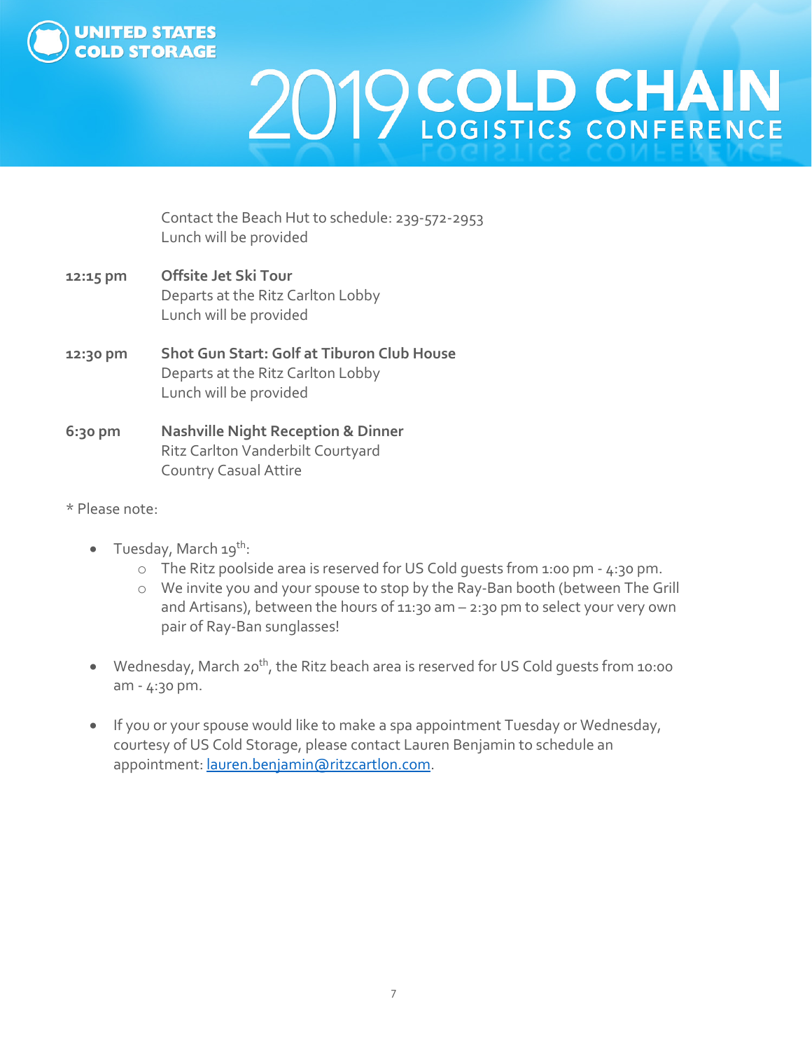Contact the Beach Hut to schedule: 239-572-2953
Lunch will be provided

**12:15 pm** **Offsite Jet Ski Tour**
Departs at the Ritz Carlton Lobby
Lunch will be provided

**12:30 pm** **Shot Gun Start: Golf at Tiburon Club House**
Departs at the Ritz Carlton Lobby
Lunch will be provided

**6:30 pm** **Nashville Night Reception & Dinner**
Ritz Carlton Vanderbilt Courtyard
Country Casual Attire

* Please note:

- Tuesday, March 19th:
  - The Ritz poolside area is reserved for US Cold guests from 1:00 pm - 4:30 pm.
  - We invite you and your spouse to stop by the Ray-Ban booth (between The Grill and Artisans), between the hours of 11:30 am – 2:30 pm to select your very own pair of Ray-Ban sunglasses!
- Wednesday, March 20th, the Ritz beach area is reserved for US Cold guests from 10:00 am - 4:30 pm.
- If you or your spouse would like to make a spa appointment Tuesday or Wednesday, courtesy of US Cold Storage, please contact Lauren Benjamin to schedule an appointment: lauren.benjamin@ritzcartlon.com.